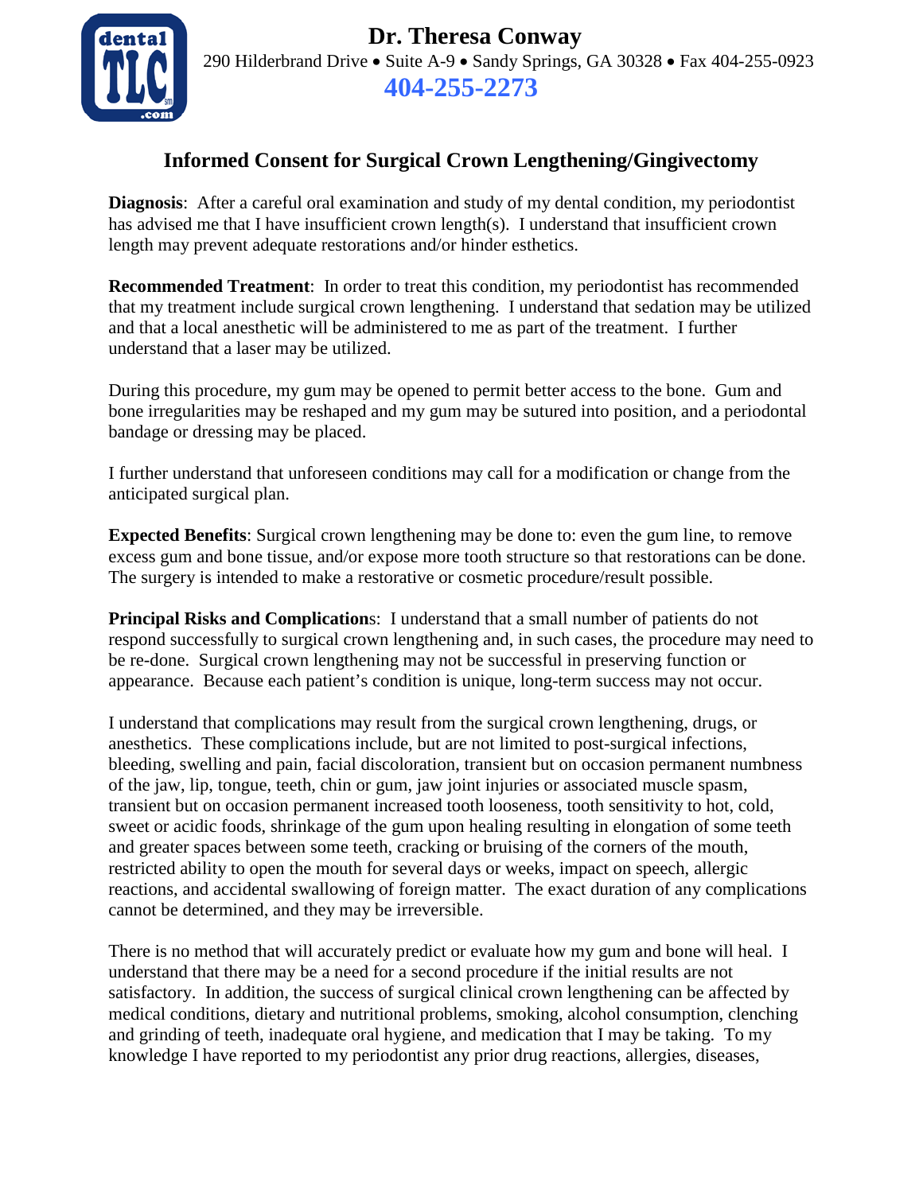**Dr. Theresa Conway**

290 Hilderbrand Drive • Suite A-9 • Sandy Springs, GA 30328 • Fax 404-255-0923

**404-255-2273**

## Informed Consent for Surgical Crown Lengthening/Gingivectomy

**Diagnosis**: After a careful oral examination and study of my dental condition, my periodontist has advised me that I have insufficient crown length(s). I understand that insufficient crown length may prevent adequate restorations and/or hinder esthetics.

**Recommended Treatment**: In order to treat this condition, my periodontist has recommended that my treatment include surgical crown lengthening. I understand that sedation may be utilized and that a local anesthetic will be administered to me as part of the treatment. I further understand that a laser may be utilized.

During this procedure, my gum may be opened to permit better access to the bone. Gum and bone irregularities may be reshaped and my gum may be sutured into position, and a periodontal bandage or dressing may be placed.

I further understand that unforeseen conditions may call for a modification or change from the anticipated surgical plan.

**Expected Benefits**: Surgical crown lengthening may be done to: even the gum line, to remove excess gum and bone tissue, and/or expose more tooth structure so that restorations can be done. The surgery is intended to make a restorative or cosmetic procedure/result possible.

**Principal Risks and Complications**: I understand that a small number of patients do not respond successfully to surgical crown lengthening and, in such cases, the procedure may need to be re-done. Surgical crown lengthening may not be successful in preserving function or appearance. Because each patient's condition is unique, long-term success may not occur.

I understand that complications may result from the surgical crown lengthening, drugs, or anesthetics. These complications include, but are not limited to post-surgical infections, bleeding, swelling and pain, facial discoloration, transient but on occasion permanent numbness of the jaw, lip, tongue, teeth, chin or gum, jaw joint injuries or associated muscle spasm, transient but on occasion permanent increased tooth looseness, tooth sensitivity to hot, cold, sweet or acidic foods, shrinkage of the gum upon healing resulting in elongation of some teeth and greater spaces between some teeth, cracking or bruising of the corners of the mouth, restricted ability to open the mouth for several days or weeks, impact on speech, allergic reactions, and accidental swallowing of foreign matter. The exact duration of any complications cannot be determined, and they may be irreversible.

There is no method that will accurately predict or evaluate how my gum and bone will heal. I understand that there may be a need for a second procedure if the initial results are not satisfactory. In addition, the success of surgical clinical crown lengthening can be affected by medical conditions, dietary and nutritional problems, smoking, alcohol consumption, clenching and grinding of teeth, inadequate oral hygiene, and medication that I may be taking. To my knowledge I have reported to my periodontist any prior drug reactions, allergies, diseases,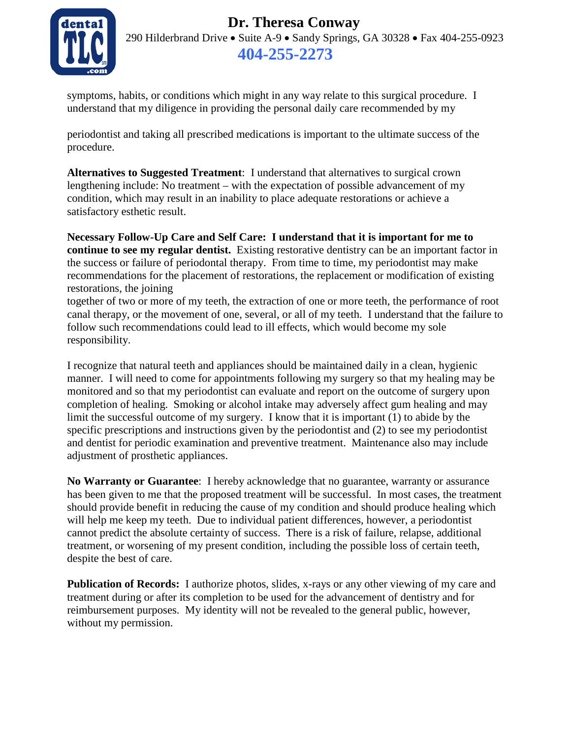symptoms, habits, or conditions which might in any way relate to this surgical procedure. I understand that my diligence in providing the personal daily care recommended by my

periodontist and taking all prescribed medications is important to the ultimate success of the procedure.

**Alternatives to Suggested Treatment**: I understand that alternatives to surgical crown lengthening include: No treatment – with the expectation of possible advancement of my condition, which may result in an inability to place adequate restorations or achieve a satisfactory esthetic result.

**Necessary Follow-Up Care and Self Care: I understand that it is important for me to continue to see my regular dentist.** Existing restorative dentistry can be an important factor in the success or failure of periodontal therapy. From time to time, my periodontist may make recommendations for the placement of restorations, the replacement or modification of existing restorations, the joining together of two or more of my teeth, the extraction of one or more teeth, the performance of root canal therapy, or the movement of one, several, or all of my teeth. I understand that the failure to follow such recommendations could lead to ill effects, which would become my sole responsibility.

I recognize that natural teeth and appliances should be maintained daily in a clean, hygienic manner. I will need to come for appointments following my surgery so that my healing may be monitored and so that my periodontist can evaluate and report on the outcome of surgery upon completion of healing. Smoking or alcohol intake may adversely affect gum healing and may limit the successful outcome of my surgery. I know that it is important (1) to abide by the specific prescriptions and instructions given by the periodontist and (2) to see my periodontist and dentist for periodic examination and preventive treatment. Maintenance also may include adjustment of prosthetic appliances.

**No Warranty or Guarantee**: I hereby acknowledge that no guarantee, warranty or assurance has been given to me that the proposed treatment will be successful. In most cases, the treatment should provide benefit in reducing the cause of my condition and should produce healing which will help me keep my teeth. Due to individual patient differences, however, a periodontist cannot predict the absolute certainty of success. There is a risk of failure, relapse, additional treatment, or worsening of my present condition, including the possible loss of certain teeth, despite the best of care.

**Publication of Records:** I authorize photos, slides, x-rays or any other viewing of my care and treatment during or after its completion to be used for the advancement of dentistry and for reimbursement purposes. My identity will not be revealed to the general public, however, without my permission.